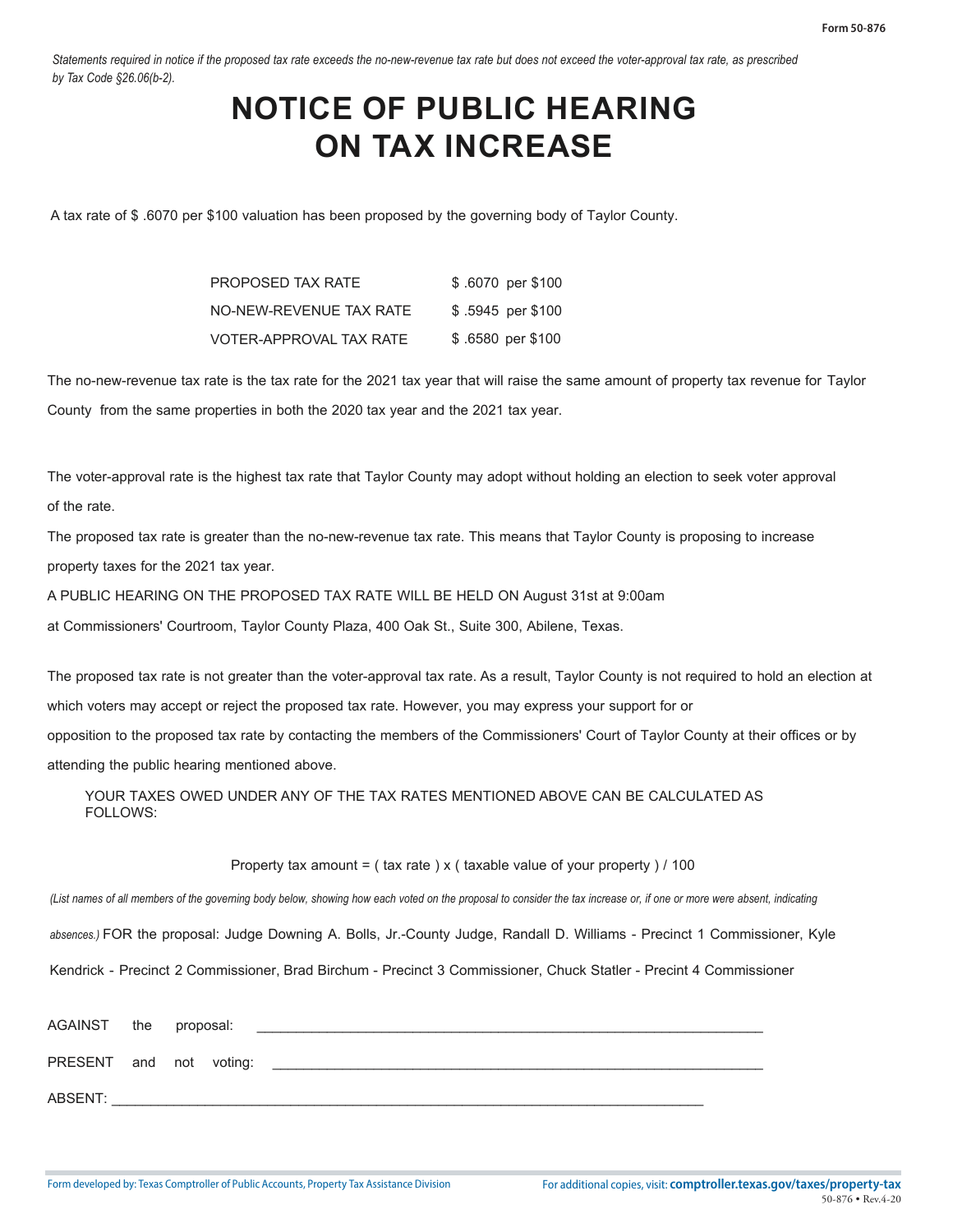Form 50-876

*Statements required in notice if the proposed tax rate exceeds the no-new-revenue tax rate but does not exceed the voter-approval tax rate, as prescribed by Tax Code §26.06(b-2).*

# NOTICE OF PUBLIC HEARING ON TAX INCREASE

A tax rate of $ .6070 per $100 valuation has been proposed by the governing body of Taylor County.

| | |
|---|---|
| PROPOSED TAX RATE | $ .6070 per $100 |
| NO-NEW-REVENUE TAX RATE | $ .5945 per $100 |
| VOTER-APPROVAL TAX RATE | $ .6580 per $100 |

The no-new-revenue tax rate is the tax rate for the 2021 tax year that will raise the same amount of property tax revenue for Taylor County from the same properties in both the 2020 tax year and the 2021 tax year.

The voter-approval rate is the highest tax rate that Taylor County may adopt without holding an election to seek voter approval of the rate.

The proposed tax rate is greater than the no-new-revenue tax rate. This means that Taylor County is proposing to increase property taxes for the 2021 tax year.

A PUBLIC HEARING ON THE PROPOSED TAX RATE WILL BE HELD ON August 31st at 9:00am at Commissioners' Courtroom, Taylor County Plaza, 400 Oak St., Suite 300, Abilene, Texas.

The proposed tax rate is not greater than the voter-approval tax rate. As a result, Taylor County is not required to hold an election at which voters may accept or reject the proposed tax rate. However, you may express your support for or opposition to the proposed tax rate by contacting the members of the Commissioners' Court of Taylor County at their offices or by attending the public hearing mentioned above.

YOUR TAXES OWED UNDER ANY OF THE TAX RATES MENTIONED ABOVE CAN BE CALCULATED AS FOLLOWS:

Property tax amount = ( tax rate ) x ( taxable value of your property ) / 100

*(List names of all members of the governing body below, showing how each voted on the proposal to consider the tax increase or, if one or more were absent, indicating absences.)* FOR the proposal: Judge Downing A. Bolls, Jr.-County Judge, Randall D. Williams - Precinct 1 Commissioner, Kyle Kendrick - Precinct 2 Commissioner, Brad Birchum - Precinct 3 Commissioner, Chuck Statler - Precint 4 Commissioner

AGAINST the proposal: ____________________

PRESENT and not voting: ____________________

ABSENT: ____________________

Form developed by: Texas Comptroller of Public Accounts, Property Tax Assistance Division

For additional copies, visit: **comptroller.texas.gov/taxes/property-tax**

50-876 • Rev.4-20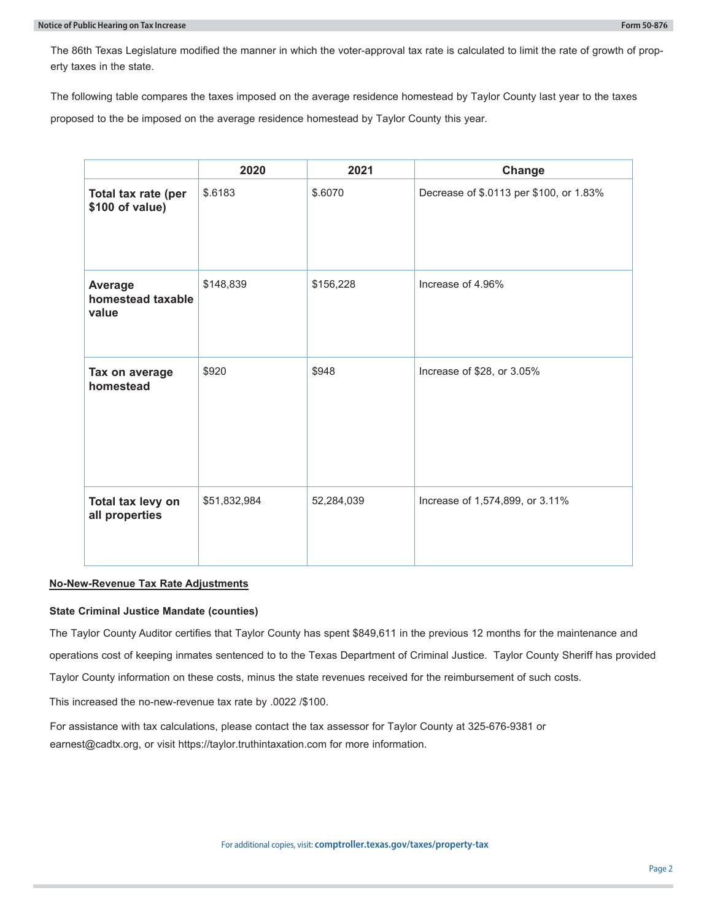The 86th Texas Legislature modified the manner in which the voter-approval tax rate is calculated to limit the rate of growth of property taxes in the state.

The following table compares the taxes imposed on the average residence homestead by Taylor County last year to the taxes proposed to the be imposed on the average residence homestead by Taylor County this year.

| | 2020 | 2021 | Change |
|---|---|---|---|
| **Total tax rate (per $100 of value)** | $.6183 | $.6070 | Decrease of $.0113 per $100, or 1.83% |
| **Average homestead taxable value** | $148,839 | $156,228 | Increase of 4.96% |
| **Tax on average homestead** | $920 | $948 | Increase of $28, or 3.05% |
| **Total tax levy on all properties** | $51,832,984 | 52,284,039 | Increase of 1,574,899, or 3.11% |

**No-New-Revenue Tax Rate Adjustments**

**State Criminal Justice Mandate (counties)**

The Taylor County Auditor certifies that Taylor County has spent $849,611 in the previous 12 months for the maintenance and operations cost of keeping inmates sentenced to to the Texas Department of Criminal Justice. Taylor County Sheriff has provided Taylor County information on these costs, minus the state revenues received for the reimbursement of such costs.

This increased the no-new-revenue tax rate by .0022 /$100.

For assistance with tax calculations, please contact the tax assessor for Taylor County at 325-676-9381 or earnest@cadtx.org, or visit https://taylor.truthintaxation.com for more information.

For additional copies, visit: **comptroller.texas.gov/taxes/property-tax**